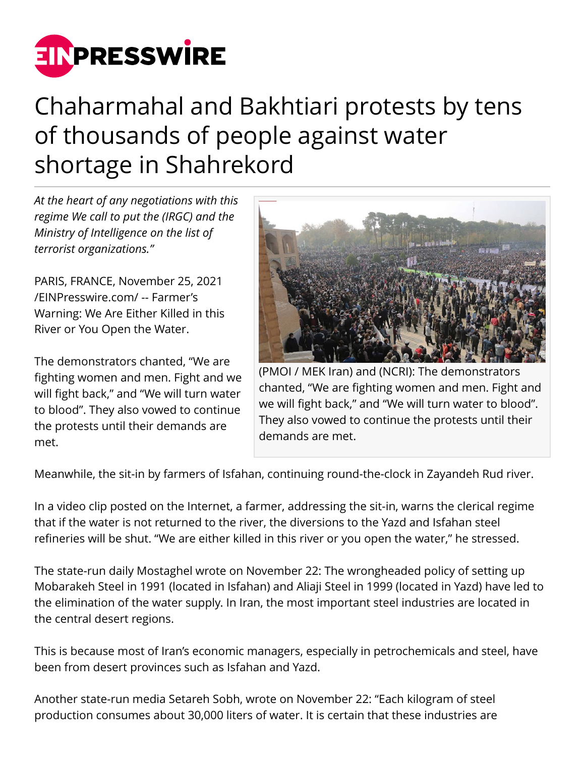# Chaharmahal and Bakhtiari protests by tens of thousands of people against water shortage in Shahrekord

*At the heart of any negotiations with this regime We call to put the (IRGC) and the Ministry of Intelligence on the list of terrorist organizations."*

PARIS, FRANCE, November 25, 2021 /EINPresswire.com/ -- Farmer's Warning: We Are Either Killed in this River or You Open the Water.

The demonstrators chanted, "We are fighting women and men. Fight and we will fight back," and "We will turn water to blood". They also vowed to continue the protests until their demands are met.

(PMOI / MEK Iran) and (NCRI): The demonstrators chanted, "We are fighting women and men. Fight and we will fight back," and "We will turn water to blood". They also vowed to continue the protests until their demands are met.

Meanwhile, the sit-in by farmers of Isfahan, continuing round-the-clock in Zayandeh Rud river.

In a video clip posted on the Internet, a farmer, addressing the sit-in, warns the clerical regime that if the water is not returned to the river, the diversions to the Yazd and Isfahan steel refineries will be shut. "We are either killed in this river or you open the water," he stressed.

The state-run daily Mostaghel wrote on November 22: The wrongheaded policy of setting up Mobarakeh Steel in 1991 (located in Isfahan) and Aliaji Steel in 1999 (located in Yazd) have led to the elimination of the water supply. In Iran, the most important steel industries are located in the central desert regions.

This is because most of Iran's economic managers, especially in petrochemicals and steel, have been from desert provinces such as Isfahan and Yazd.

Another state-run media Setareh Sobh, wrote on November 22: "Each kilogram of steel production consumes about 30,000 liters of water. It is certain that these industries are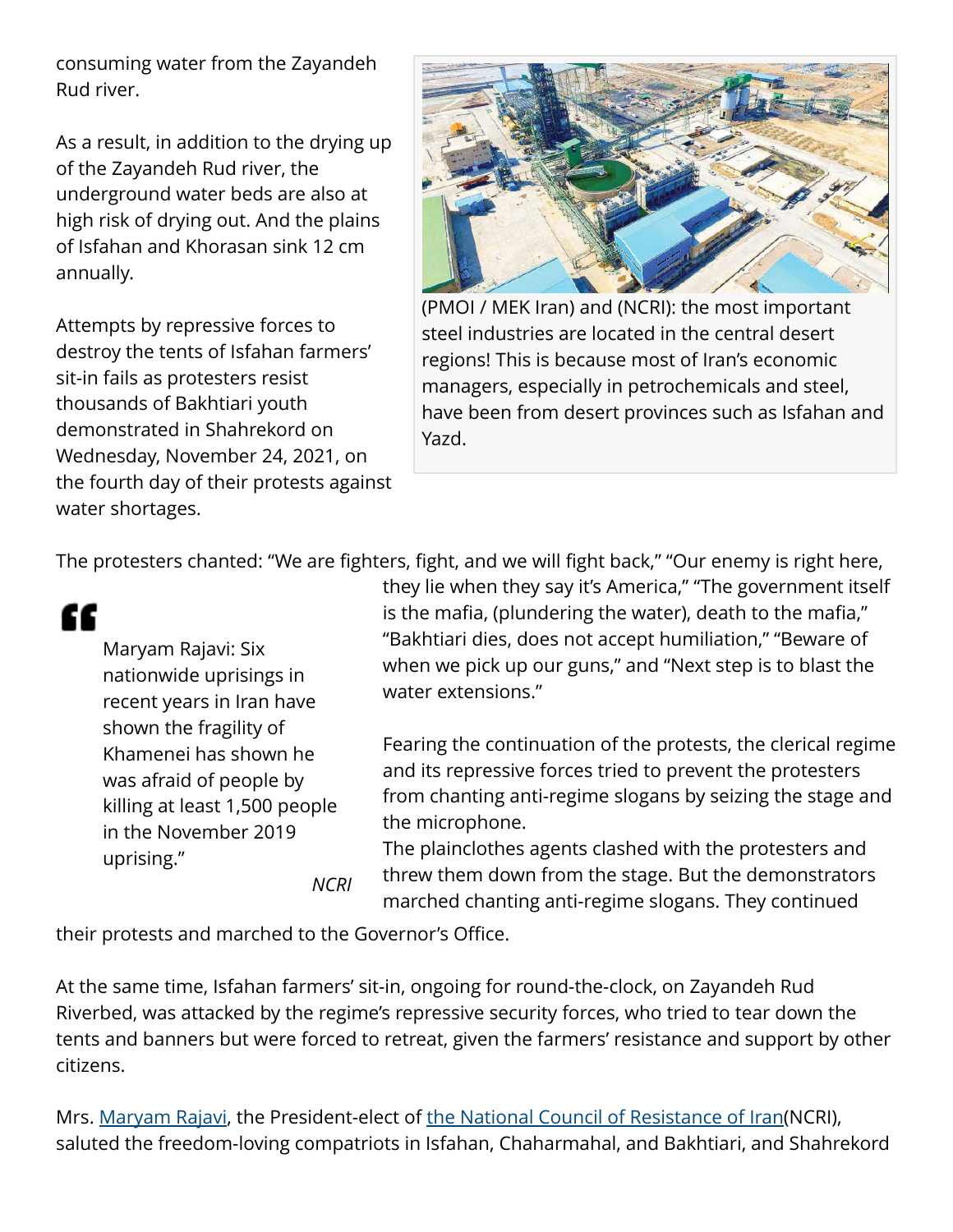consuming water from the Zayandeh Rud river.

As a result, in addition to the drying up of the Zayandeh Rud river, the underground water beds are also at high risk of drying out. And the plains of Isfahan and Khorasan sink 12 cm annually.

Attempts by repressive forces to destroy the tents of Isfahan farmers' sit-in fails as protesters resist thousands of Bakhtiari youth demonstrated in Shahrekord on Wednesday, November 24, 2021, on the fourth day of their protests against water shortages.

(PMOI / MEK Iran) and (NCRI): the most important steel industries are located in the central desert regions! This is because most of Iran's economic managers, especially in petrochemicals and steel, have been from desert provinces such as Isfahan and Yazd.

The protesters chanted: "We are fighters, fight, and we will fight back," "Our enemy is right here, they lie when they say it's America," "The government itself is the mafia, (plundering the water), death to the mafia," "Bakhtiari dies, does not accept humiliation," "Beware of when we pick up our guns," and "Next step is to blast the water extensions."

> Maryam Rajavi: Six nationwide uprisings in recent years in Iran have shown the fragility of Khamenei has shown he was afraid of people by killing at least 1,500 people in the November 2019 uprising."
>
> *NCRI*

Fearing the continuation of the protests, the clerical regime and its repressive forces tried to prevent the protesters from chanting anti-regime slogans by seizing the stage and the microphone.
The plainclothes agents clashed with the protesters and threw them down from the stage. But the demonstrators marched chanting anti-regime slogans. They continued their protests and marched to the Governor's Office.

At the same time, Isfahan farmers' sit-in, ongoing for round-the-clock, on Zayandeh Rud Riverbed, was attacked by the regime's repressive security forces, who tried to tear down the tents and banners but were forced to retreat, given the farmers' resistance and support by other citizens.

Mrs. [Maryam Rajavi](), the President-elect of [the National Council of Resistance of Iran]()(NCRI), saluted the freedom-loving compatriots in Isfahan, Chaharmahal, and Bakhtiari, and Shahrekord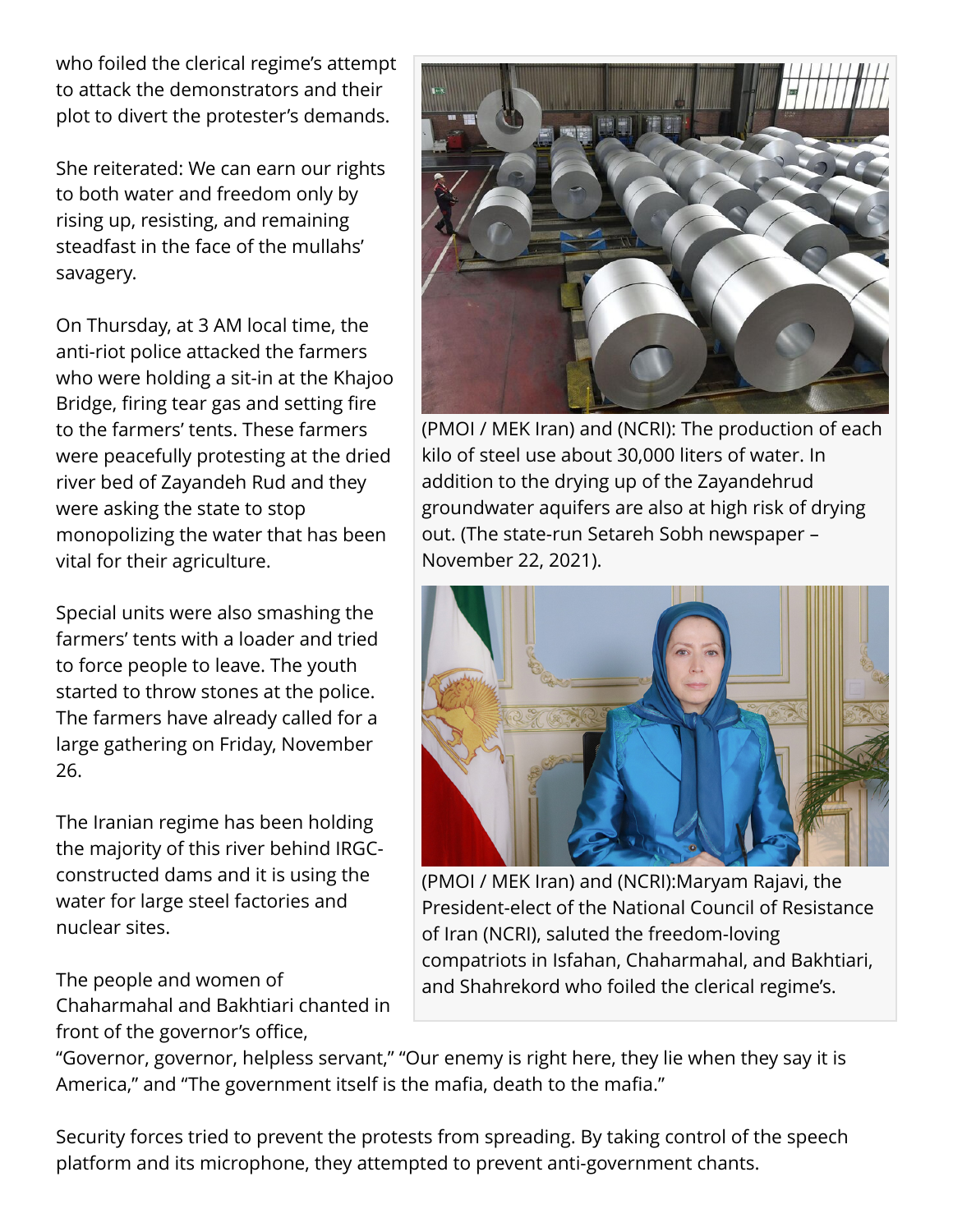who foiled the clerical regime's attempt to attack the demonstrators and their plot to divert the protester's demands.

She reiterated: We can earn our rights to both water and freedom only by rising up, resisting, and remaining steadfast in the face of the mullahs' savagery.

On Thursday, at 3 AM local time, the anti-riot police attacked the farmers who were holding a sit-in at the Khajoo Bridge, firing tear gas and setting fire to the farmers' tents. These farmers were peacefully protesting at the dried river bed of Zayandeh Rud and they were asking the state to stop monopolizing the water that has been vital for their agriculture.

Special units were also smashing the farmers' tents with a loader and tried to force people to leave. The youth started to throw stones at the police. The farmers have already called for a large gathering on Friday, November 26.

The Iranian regime has been holding the majority of this river behind IRGC-constructed dams and it is using the water for large steel factories and nuclear sites.

(PMOI / MEK Iran) and (NCRI): The production of each kilo of steel use about 30,000 liters of water. In addition to the drying up of the Zayandehrud groundwater aquifers are also at high risk of drying out. (The state-run Setareh Sobh newspaper – November 22, 2021).

(PMOI / MEK Iran) and (NCRI):Maryam Rajavi, the President-elect of the National Council of Resistance of Iran (NCRI), saluted the freedom-loving compatriots in Isfahan, Chaharmahal, and Bakhtiari, and Shahrekord who foiled the clerical regime's.

The people and women of Chaharmahal and Bakhtiari chanted in front of the governor's office, "Governor, governor, helpless servant," "Our enemy is right here, they lie when they say it is America," and "The government itself is the mafia, death to the mafia."

Security forces tried to prevent the protests from spreading. By taking control of the speech platform and its microphone, they attempted to prevent anti-government chants.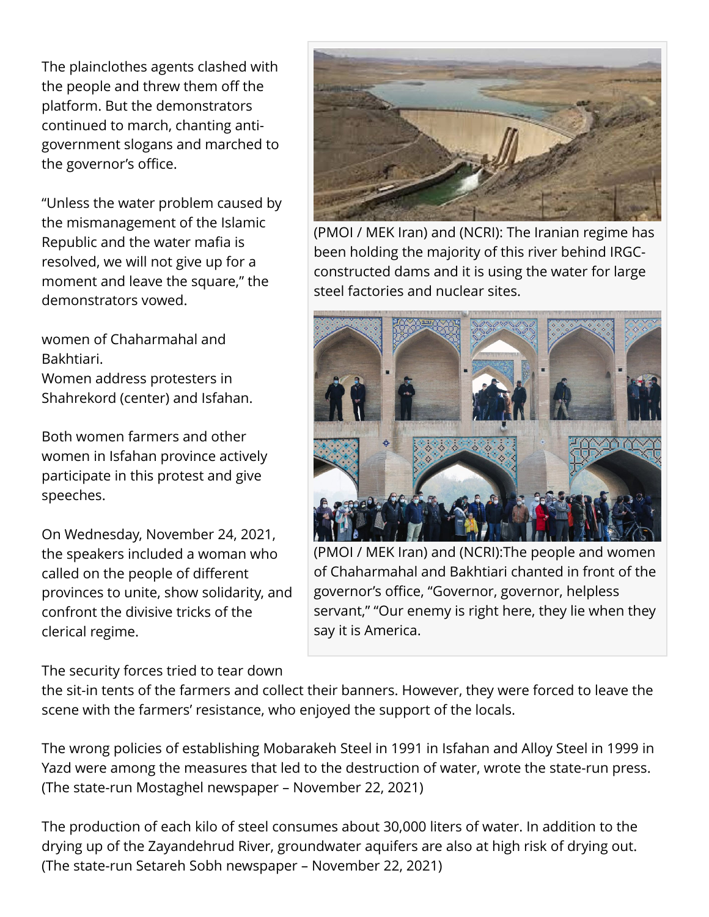The plainclothes agents clashed with the people and threw them off the platform. But the demonstrators continued to march, chanting anti-government slogans and marched to the governor's office.

"Unless the water problem caused by the mismanagement of the Islamic Republic and the water mafia is resolved, we will not give up for a moment and leave the square," the demonstrators vowed.

women of Chaharmahal and Bakhtiari.
Women address protesters in Shahrekord (center) and Isfahan.

Both women farmers and other women in Isfahan province actively participate in this protest and give speeches.

On Wednesday, November 24, 2021, the speakers included a woman who called on the people of different provinces to unite, show solidarity, and confront the divisive tricks of the clerical regime.

(PMOI / MEK Iran) and (NCRI): The Iranian regime has been holding the majority of this river behind IRGC-constructed dams and it is using the water for large steel factories and nuclear sites.

(PMOI / MEK Iran) and (NCRI):The people and women of Chaharmahal and Bakhtiari chanted in front of the governor's office, "Governor, governor, helpless servant," "Our enemy is right here, they lie when they say it is America.

The security forces tried to tear down the sit-in tents of the farmers and collect their banners. However, they were forced to leave the scene with the farmers' resistance, who enjoyed the support of the locals.

The wrong policies of establishing Mobarakeh Steel in 1991 in Isfahan and Alloy Steel in 1999 in Yazd were among the measures that led to the destruction of water, wrote the state-run press. (The state-run Mostaghel newspaper – November 22, 2021)

The production of each kilo of steel consumes about 30,000 liters of water. In addition to the drying up of the Zayandehrud River, groundwater aquifers are also at high risk of drying out. (The state-run Setareh Sobh newspaper – November 22, 2021)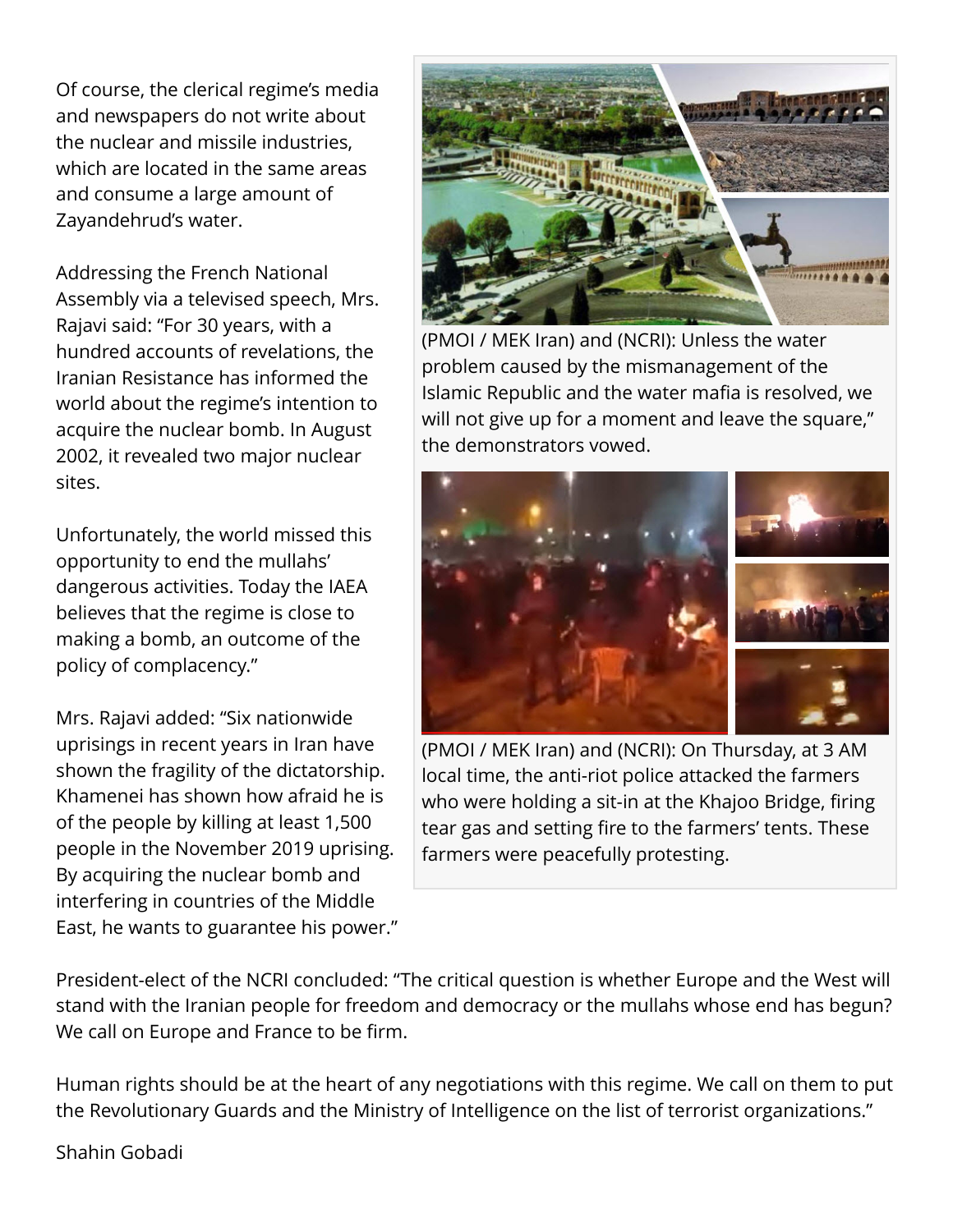Of course, the clerical regime's media and newspapers do not write about the nuclear and missile industries, which are located in the same areas and consume a large amount of Zayandehrud's water.

Addressing the French National Assembly via a televised speech, Mrs. Rajavi said: "For 30 years, with a hundred accounts of revelations, the Iranian Resistance has informed the world about the regime's intention to acquire the nuclear bomb. In August 2002, it revealed two major nuclear sites.

Unfortunately, the world missed this opportunity to end the mullahs' dangerous activities. Today the IAEA believes that the regime is close to making a bomb, an outcome of the policy of complacency."

Mrs. Rajavi added: "Six nationwide uprisings in recent years in Iran have shown the fragility of the dictatorship. Khamenei has shown how afraid he is of the people by killing at least 1,500 people in the November 2019 uprising. By acquiring the nuclear bomb and interfering in countries of the Middle East, he wants to guarantee his power."

(PMOI / MEK Iran) and (NCRI): Unless the water problem caused by the mismanagement of the Islamic Republic and the water mafia is resolved, we will not give up for a moment and leave the square," the demonstrators vowed.

(PMOI / MEK Iran) and (NCRI): On Thursday, at 3 AM local time, the anti-riot police attacked the farmers who were holding a sit-in at the Khajoo Bridge, firing tear gas and setting fire to the farmers' tents. These farmers were peacefully protesting.

President-elect of the NCRI concluded: "The critical question is whether Europe and the West will stand with the Iranian people for freedom and democracy or the mullahs whose end has begun? We call on Europe and France to be firm.

Human rights should be at the heart of any negotiations with this regime. We call on them to put the Revolutionary Guards and the Ministry of Intelligence on the list of terrorist organizations."

Shahin Gobadi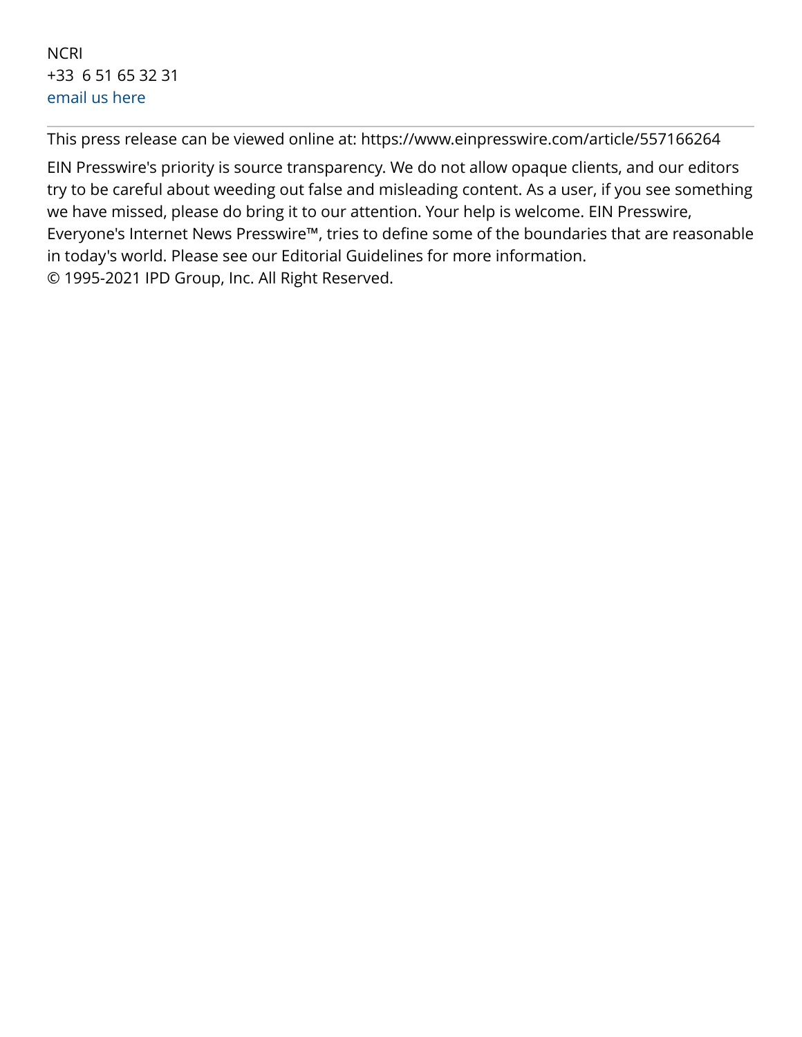NCRI
+33  6 51 65 32 31
email us here

---

This press release can be viewed online at: https://www.einpresswire.com/article/557166264

EIN Presswire's priority is source transparency. We do not allow opaque clients, and our editors try to be careful about weeding out false and misleading content. As a user, if you see something we have missed, please do bring it to our attention. Your help is welcome. EIN Presswire, Everyone's Internet News Presswire™, tries to define some of the boundaries that are reasonable in today's world. Please see our Editorial Guidelines for more information.
© 1995-2021 IPD Group, Inc. All Right Reserved.